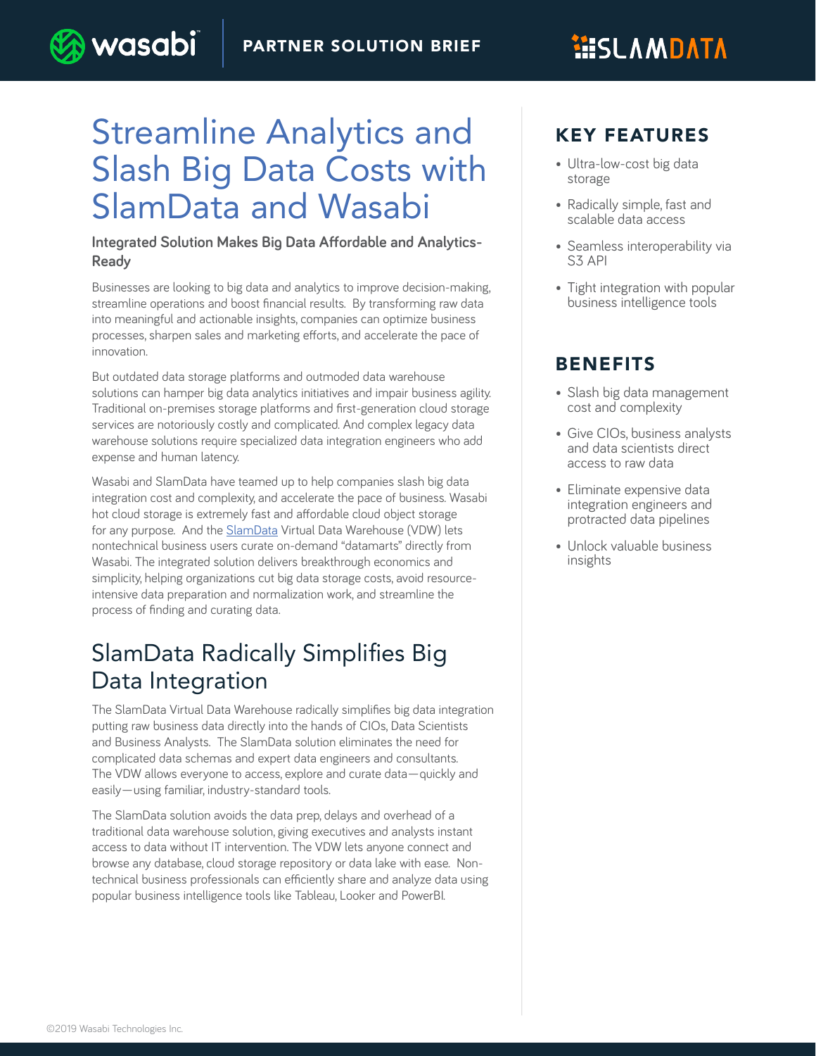PARTNER SOLUTION BRIEF

# Streamline Analytics and Slash Big Data Costs with SlamData and Wasabi

**Integrated Solution Makes Big Data Affordable and Analytics-Ready**

Businesses are looking to big data and analytics to improve decision-making, streamline operations and boost financial results. By transforming raw data into meaningful and actionable insights, companies can optimize business processes, sharpen sales and marketing efforts, and accelerate the pace of innovation.

But outdated data storage platforms and outmoded data warehouse solutions can hamper big data analytics initiatives and impair business agility. Traditional on-premises storage platforms and first-generation cloud storage services are notoriously costly and complicated. And complex legacy data warehouse solutions require specialized data integration engineers who add expense and human latency.

Wasabi and SlamData have teamed up to help companies slash big data integration cost and complexity, and accelerate the pace of business. Wasabi hot cloud storage is extremely fast and affordable cloud object storage for any purpose. And the SlamData Virtual Data Warehouse (VDW) lets nontechnical business users curate on-demand "datamarts" directly from Wasabi. The integrated solution delivers breakthrough economics and simplicity, helping organizations cut big data storage costs, avoid resource-intensive data preparation and normalization work, and streamline the process of finding and curating data.

## SlamData Radically Simplifies Big Data Integration

The SlamData Virtual Data Warehouse radically simplifies big data integration putting raw business data directly into the hands of CIOs, Data Scientists and Business Analysts. The SlamData solution eliminates the need for complicated data schemas and expert data engineers and consultants. The VDW allows everyone to access, explore and curate data—quickly and easily—using familiar, industry-standard tools.

The SlamData solution avoids the data prep, delays and overhead of a traditional data warehouse solution, giving executives and analysts instant access to data without IT intervention. The VDW lets anyone connect and browse any database, cloud storage repository or data lake with ease. Non-technical business professionals can efficiently share and analyze data using popular business intelligence tools like Tableau, Looker and PowerBI.

## KEY FEATURES

- Ultra-low-cost big data storage
- Radically simple, fast and scalable data access
- Seamless interoperability via S3 API
- Tight integration with popular business intelligence tools

## BENEFITS

- Slash big data management cost and complexity
- Give CIOs, business analysts and data scientists direct access to raw data
- Eliminate expensive data integration engineers and protracted data pipelines
- Unlock valuable business insights

©2019 Wasabi Technologies Inc.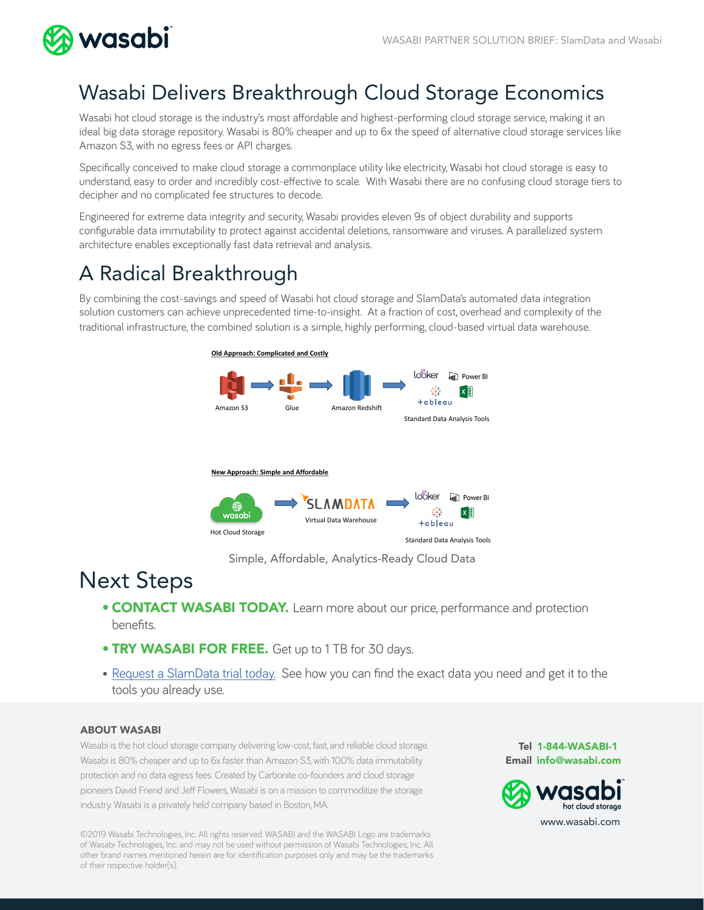# Wasabi Delivers Breakthrough Cloud Storage Economics

Wasabi hot cloud storage is the industry's most affordable and highest-performing cloud storage service, making it an ideal big data storage repository. Wasabi is 80% cheaper and up to 6x the speed of alternative cloud storage services like Amazon S3, with no egress fees or API charges.

Specifically conceived to make cloud storage a commonplace utility like electricity, Wasabi hot cloud storage is easy to understand, easy to order and incredibly cost-effective to scale. With Wasabi there are no confusing cloud storage tiers to decipher and no complicated fee structures to decode.

Engineered for extreme data integrity and security, Wasabi provides eleven 9s of object durability and supports configurable data immutability to protect against accidental deletions, ransomware and viruses. A parallelized system architecture enables exceptionally fast data retrieval and analysis.

# A Radical Breakthrough

By combining the cost-savings and speed of Wasabi hot cloud storage and SlamData's automated data integration solution customers can achieve unprecedented time-to-insight. At a fraction of cost, overhead and complexity of the traditional infrastructure, the combined solution is a simple, highly performing, cloud-based virtual data warehouse.

**Old Approach: Complicated and Costly**

Amazon S3 → Glue → Amazon Redshift → Standard Data Analysis Tools (Looker, Power BI, Tableau, Excel)

**New Approach: Simple and Affordable**

Wasabi Hot Cloud Storage → SLAMDATA Virtual Data Warehouse → Standard Data Analysis Tools (Looker, Power BI, Tableau, Excel)

Simple, Affordable, Analytics-Ready Cloud Data

# Next Steps

- **CONTACT WASABI TODAY.** Learn more about our price, performance and protection benefits.
- **TRY WASABI FOR FREE.** Get up to 1 TB for 30 days.
- [Request a SlamData trial today.]() See how you can find the exact data you need and get it to the tools you already use.

### ABOUT WASABI

Wasabi is the hot cloud storage company delivering low-cost, fast, and reliable cloud storage. Wasabi is 80% cheaper and up to 6x faster than Amazon S3, with 100% data immutability protection and no data egress fees. Created by Carbonite co-founders and cloud storage pioneers David Friend and Jeff Flowers, Wasabi is on a mission to commoditize the storage industry. Wasabi is a privately held company based in Boston, MA.

©2019 Wasabi Technologies, Inc. All rights reserved. WASABI and the WASABI Logo are trademarks of Wasabi Technologies, Inc. and may not be used without permission of Wasabi Technologies, Inc. All other brand names mentioned herein are for identification purposes only and may be the trademarks of their respective holder(s).

**Tel** 1-844-WASABI-1
**Email** info@wasabi.com

wasabi hot cloud storage
www.wasabi.com